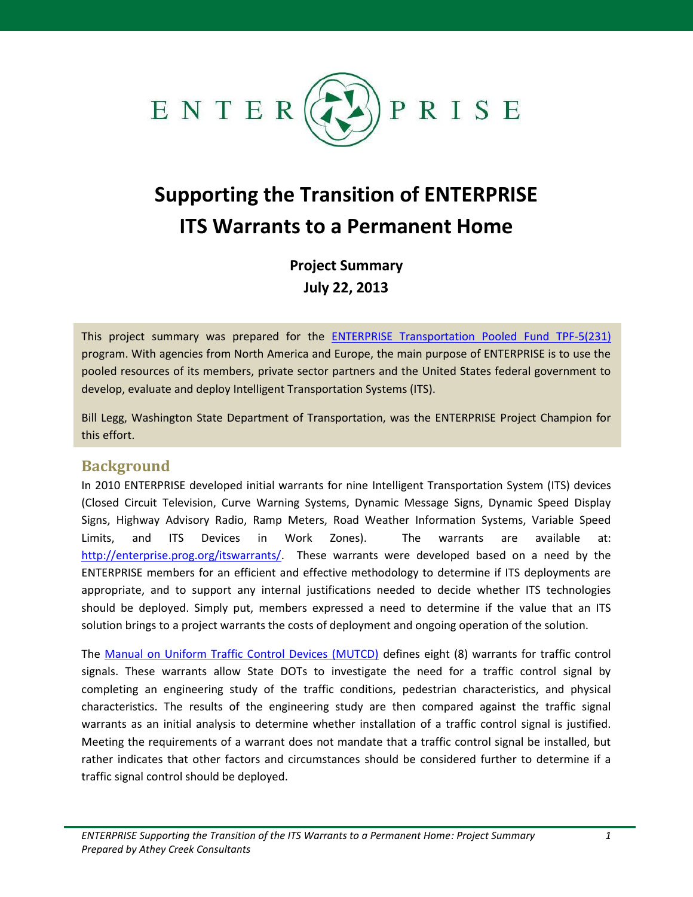ENTERPRISE

# Supporting the Transition of ENTERPRISE ITS Warrants to a Permanent Home

**Project Summary**
**July 22, 2013**

This project summary was prepared for the ENTERPRISE Transportation Pooled Fund TPF-5(231) program. With agencies from North America and Europe, the main purpose of ENTERPRISE is to use the pooled resources of its members, private sector partners and the United States federal government to develop, evaluate and deploy Intelligent Transportation Systems (ITS).

Bill Legg, Washington State Department of Transportation, was the ENTERPRISE Project Champion for this effort.

## Background

In 2010 ENTERPRISE developed initial warrants for nine Intelligent Transportation System (ITS) devices (Closed Circuit Television, Curve Warning Systems, Dynamic Message Signs, Dynamic Speed Display Signs, Highway Advisory Radio, Ramp Meters, Road Weather Information Systems, Variable Speed Limits, and ITS Devices in Work Zones). The warrants are available at: http://enterprise.prog.org/itswarrants/. These warrants were developed based on a need by the ENTERPRISE members for an efficient and effective methodology to determine if ITS deployments are appropriate, and to support any internal justifications needed to decide whether ITS technologies should be deployed. Simply put, members expressed a need to determine if the value that an ITS solution brings to a project warrants the costs of deployment and ongoing operation of the solution.

The Manual on Uniform Traffic Control Devices (MUTCD) defines eight (8) warrants for traffic control signals. These warrants allow State DOTs to investigate the need for a traffic control signal by completing an engineering study of the traffic conditions, pedestrian characteristics, and physical characteristics. The results of the engineering study are then compared against the traffic signal warrants as an initial analysis to determine whether installation of a traffic control signal is justified. Meeting the requirements of a warrant does not mandate that a traffic control signal be installed, but rather indicates that other factors and circumstances should be considered further to determine if a traffic signal control should be deployed.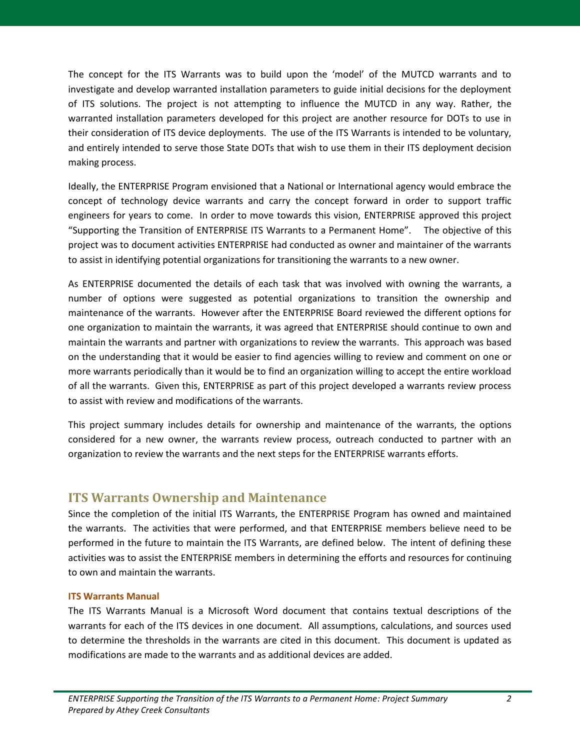The concept for the ITS Warrants was to build upon the 'model' of the MUTCD warrants and to investigate and develop warranted installation parameters to guide initial decisions for the deployment of ITS solutions. The project is not attempting to influence the MUTCD in any way. Rather, the warranted installation parameters developed for this project are another resource for DOTs to use in their consideration of ITS device deployments. The use of the ITS Warrants is intended to be voluntary, and entirely intended to serve those State DOTs that wish to use them in their ITS deployment decision making process.

Ideally, the ENTERPRISE Program envisioned that a National or International agency would embrace the concept of technology device warrants and carry the concept forward in order to support traffic engineers for years to come. In order to move towards this vision, ENTERPRISE approved this project "Supporting the Transition of ENTERPRISE ITS Warrants to a Permanent Home". The objective of this project was to document activities ENTERPRISE had conducted as owner and maintainer of the warrants to assist in identifying potential organizations for transitioning the warrants to a new owner.

As ENTERPRISE documented the details of each task that was involved with owning the warrants, a number of options were suggested as potential organizations to transition the ownership and maintenance of the warrants. However after the ENTERPRISE Board reviewed the different options for one organization to maintain the warrants, it was agreed that ENTERPRISE should continue to own and maintain the warrants and partner with organizations to review the warrants. This approach was based on the understanding that it would be easier to find agencies willing to review and comment on one or more warrants periodically than it would be to find an organization willing to accept the entire workload of all the warrants. Given this, ENTERPRISE as part of this project developed a warrants review process to assist with review and modifications of the warrants.

This project summary includes details for ownership and maintenance of the warrants, the options considered for a new owner, the warrants review process, outreach conducted to partner with an organization to review the warrants and the next steps for the ENTERPRISE warrants efforts.

## ITS Warrants Ownership and Maintenance

Since the completion of the initial ITS Warrants, the ENTERPRISE Program has owned and maintained the warrants. The activities that were performed, and that ENTERPRISE members believe need to be performed in the future to maintain the ITS Warrants, are defined below. The intent of defining these activities was to assist the ENTERPRISE members in determining the efforts and resources for continuing to own and maintain the warrants.

#### ITS Warrants Manual

The ITS Warrants Manual is a Microsoft Word document that contains textual descriptions of the warrants for each of the ITS devices in one document. All assumptions, calculations, and sources used to determine the thresholds in the warrants are cited in this document. This document is updated as modifications are made to the warrants and as additional devices are added.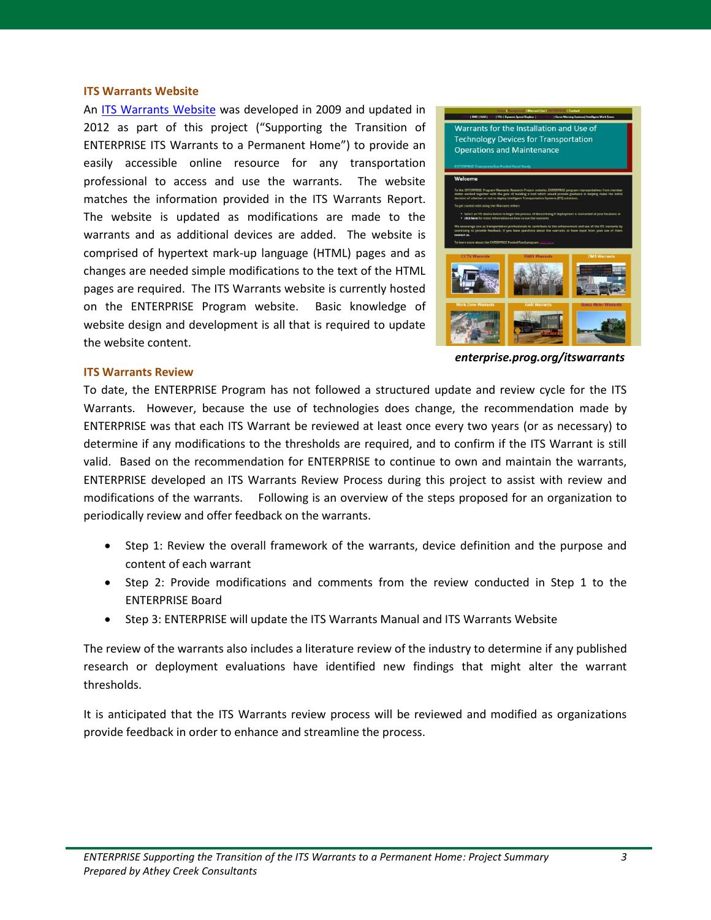### ITS Warrants Website

An ITS Warrants Website was developed in 2009 and updated in 2012 as part of this project ("Supporting the Transition of ENTERPRISE ITS Warrants to a Permanent Home") to provide an easily accessible online resource for any transportation professional to access and use the warrants. The website matches the information provided in the ITS Warrants Report. The website is updated as modifications are made to the warrants and as additional devices are added. The website is comprised of hypertext mark-up language (HTML) pages and as changes are needed simple modifications to the text of the HTML pages are required. The ITS Warrants website is currently hosted on the ENTERPRISE Program website. Basic knowledge of website design and development is all that is required to update the website content.

***enterprise.prog.org/itswarrants***

### ITS Warrants Review

To date, the ENTERPRISE Program has not followed a structured update and review cycle for the ITS Warrants. However, because the use of technologies does change, the recommendation made by ENTERPRISE was that each ITS Warrant be reviewed at least once every two years (or as necessary) to determine if any modifications to the thresholds are required, and to confirm if the ITS Warrant is still valid. Based on the recommendation for ENTERPRISE to continue to own and maintain the warrants, ENTERPRISE developed an ITS Warrants Review Process during this project to assist with review and modifications of the warrants. Following is an overview of the steps proposed for an organization to periodically review and offer feedback on the warrants.

- Step 1: Review the overall framework of the warrants, device definition and the purpose and content of each warrant
- Step 2: Provide modifications and comments from the review conducted in Step 1 to the ENTERPRISE Board
- Step 3: ENTERPRISE will update the ITS Warrants Manual and ITS Warrants Website

The review of the warrants also includes a literature review of the industry to determine if any published research or deployment evaluations have identified new findings that might alter the warrant thresholds.

It is anticipated that the ITS Warrants review process will be reviewed and modified as organizations provide feedback in order to enhance and streamline the process.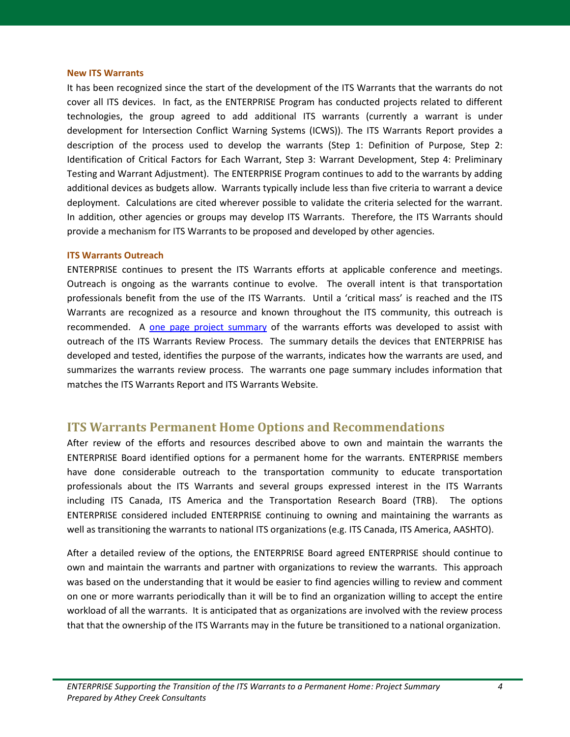### New ITS Warrants

It has been recognized since the start of the development of the ITS Warrants that the warrants do not cover all ITS devices. In fact, as the ENTERPRISE Program has conducted projects related to different technologies, the group agreed to add additional ITS warrants (currently a warrant is under development for Intersection Conflict Warning Systems (ICWS)). The ITS Warrants Report provides a description of the process used to develop the warrants (Step 1: Definition of Purpose, Step 2: Identification of Critical Factors for Each Warrant, Step 3: Warrant Development, Step 4: Preliminary Testing and Warrant Adjustment). The ENTERPRISE Program continues to add to the warrants by adding additional devices as budgets allow. Warrants typically include less than five criteria to warrant a device deployment. Calculations are cited wherever possible to validate the criteria selected for the warrant. In addition, other agencies or groups may develop ITS Warrants. Therefore, the ITS Warrants should provide a mechanism for ITS Warrants to be proposed and developed by other agencies.

### ITS Warrants Outreach

ENTERPRISE continues to present the ITS Warrants efforts at applicable conference and meetings. Outreach is ongoing as the warrants continue to evolve. The overall intent is that transportation professionals benefit from the use of the ITS Warrants. Until a 'critical mass' is reached and the ITS Warrants are recognized as a resource and known throughout the ITS community, this outreach is recommended. A one page project summary of the warrants efforts was developed to assist with outreach of the ITS Warrants Review Process. The summary details the devices that ENTERPRISE has developed and tested, identifies the purpose of the warrants, indicates how the warrants are used, and summarizes the warrants review process. The warrants one page summary includes information that matches the ITS Warrants Report and ITS Warrants Website.

## ITS Warrants Permanent Home Options and Recommendations

After review of the efforts and resources described above to own and maintain the warrants the ENTERPRISE Board identified options for a permanent home for the warrants. ENTERPRISE members have done considerable outreach to the transportation community to educate transportation professionals about the ITS Warrants and several groups expressed interest in the ITS Warrants including ITS Canada, ITS America and the Transportation Research Board (TRB). The options ENTERPRISE considered included ENTERPRISE continuing to owning and maintaining the warrants as well as transitioning the warrants to national ITS organizations (e.g. ITS Canada, ITS America, AASHTO).

After a detailed review of the options, the ENTERPRISE Board agreed ENTERPRISE should continue to own and maintain the warrants and partner with organizations to review the warrants. This approach was based on the understanding that it would be easier to find agencies willing to review and comment on one or more warrants periodically than it will be to find an organization willing to accept the entire workload of all the warrants. It is anticipated that as organizations are involved with the review process that that the ownership of the ITS Warrants may in the future be transitioned to a national organization.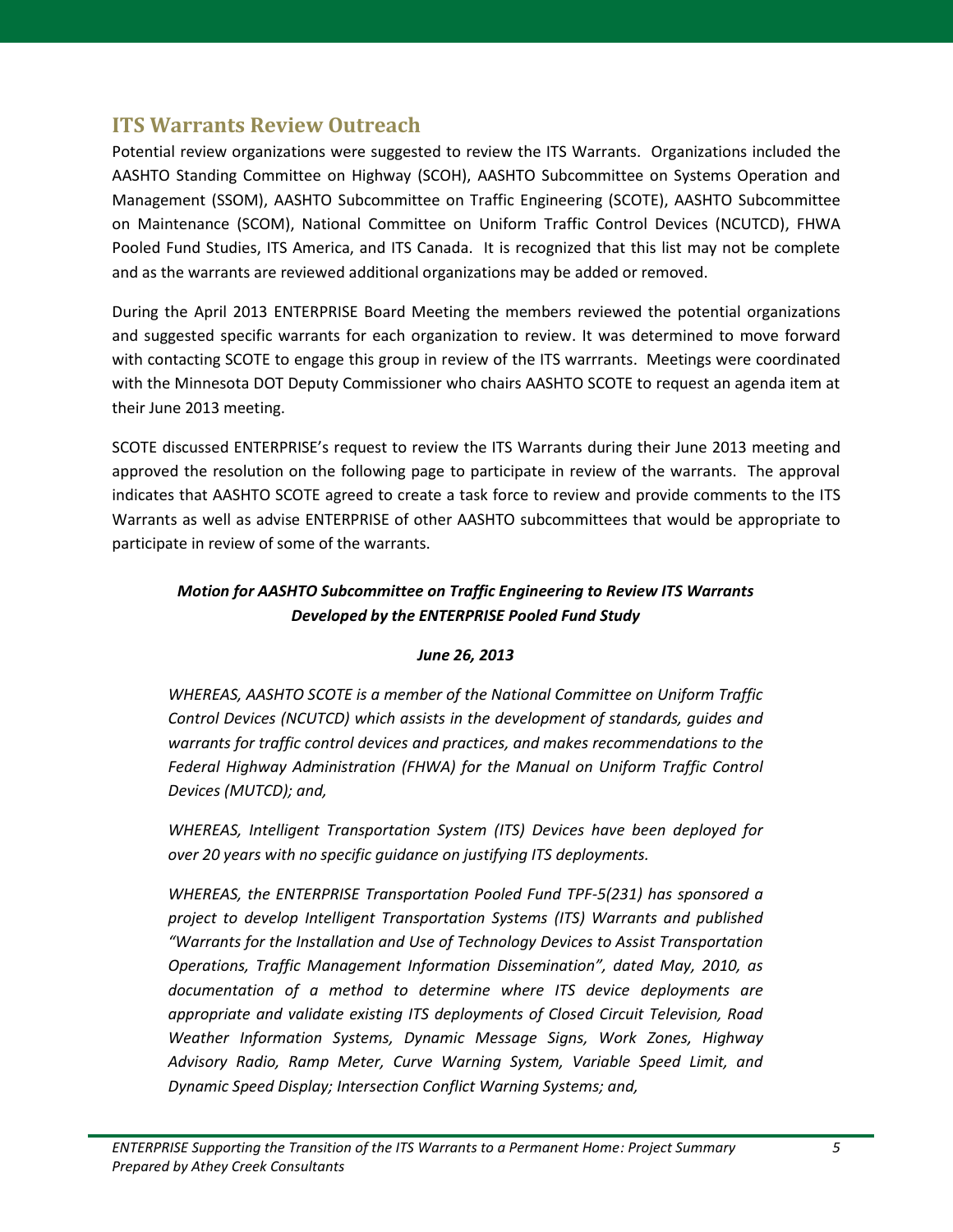## ITS Warrants Review Outreach

Potential review organizations were suggested to review the ITS Warrants. Organizations included the AASHTO Standing Committee on Highway (SCOH), AASHTO Subcommittee on Systems Operation and Management (SSOM), AASHTO Subcommittee on Traffic Engineering (SCOTE), AASHTO Subcommittee on Maintenance (SCOM), National Committee on Uniform Traffic Control Devices (NCUTCD), FHWA Pooled Fund Studies, ITS America, and ITS Canada. It is recognized that this list may not be complete and as the warrants are reviewed additional organizations may be added or removed.

During the April 2013 ENTERPRISE Board Meeting the members reviewed the potential organizations and suggested specific warrants for each organization to review. It was determined to move forward with contacting SCOTE to engage this group in review of the ITS warrrants. Meetings were coordinated with the Minnesota DOT Deputy Commissioner who chairs AASHTO SCOTE to request an agenda item at their June 2013 meeting.

SCOTE discussed ENTERPRISE's request to review the ITS Warrants during their June 2013 meeting and approved the resolution on the following page to participate in review of the warrants. The approval indicates that AASHTO SCOTE agreed to create a task force to review and provide comments to the ITS Warrants as well as advise ENTERPRISE of other AASHTO subcommittees that would be appropriate to participate in review of some of the warrants.

***Motion for AASHTO Subcommittee on Traffic Engineering to Review ITS Warrants Developed by the ENTERPRISE Pooled Fund Study***

***June 26, 2013***

*WHEREAS, AASHTO SCOTE is a member of the National Committee on Uniform Traffic Control Devices (NCUTCD) which assists in the development of standards, guides and warrants for traffic control devices and practices, and makes recommendations to the Federal Highway Administration (FHWA) for the Manual on Uniform Traffic Control Devices (MUTCD); and,*

*WHEREAS, Intelligent Transportation System (ITS) Devices have been deployed for over 20 years with no specific guidance on justifying ITS deployments.*

*WHEREAS, the ENTERPRISE Transportation Pooled Fund TPF-5(231) has sponsored a project to develop Intelligent Transportation Systems (ITS) Warrants and published "Warrants for the Installation and Use of Technology Devices to Assist Transportation Operations, Traffic Management Information Dissemination", dated May, 2010, as documentation of a method to determine where ITS device deployments are appropriate and validate existing ITS deployments of Closed Circuit Television, Road Weather Information Systems, Dynamic Message Signs, Work Zones, Highway Advisory Radio, Ramp Meter, Curve Warning System, Variable Speed Limit, and Dynamic Speed Display; Intersection Conflict Warning Systems; and,*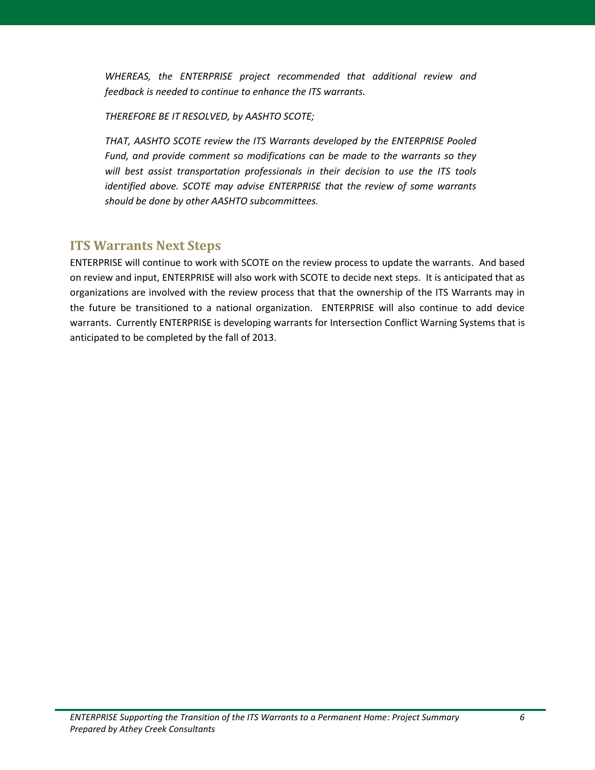*WHEREAS, the ENTERPRISE project recommended that additional review and feedback is needed to continue to enhance the ITS warrants.*

*THEREFORE BE IT RESOLVED, by AASHTO SCOTE;*

*THAT, AASHTO SCOTE review the ITS Warrants developed by the ENTERPRISE Pooled Fund, and provide comment so modifications can be made to the warrants so they will best assist transportation professionals in their decision to use the ITS tools identified above. SCOTE may advise ENTERPRISE that the review of some warrants should be done by other AASHTO subcommittees.*

## ITS Warrants Next Steps

ENTERPRISE will continue to work with SCOTE on the review process to update the warrants. And based on review and input, ENTERPRISE will also work with SCOTE to decide next steps. It is anticipated that as organizations are involved with the review process that that the ownership of the ITS Warrants may in the future be transitioned to a national organization. ENTERPRISE will also continue to add device warrants. Currently ENTERPRISE is developing warrants for Intersection Conflict Warning Systems that is anticipated to be completed by the fall of 2013.